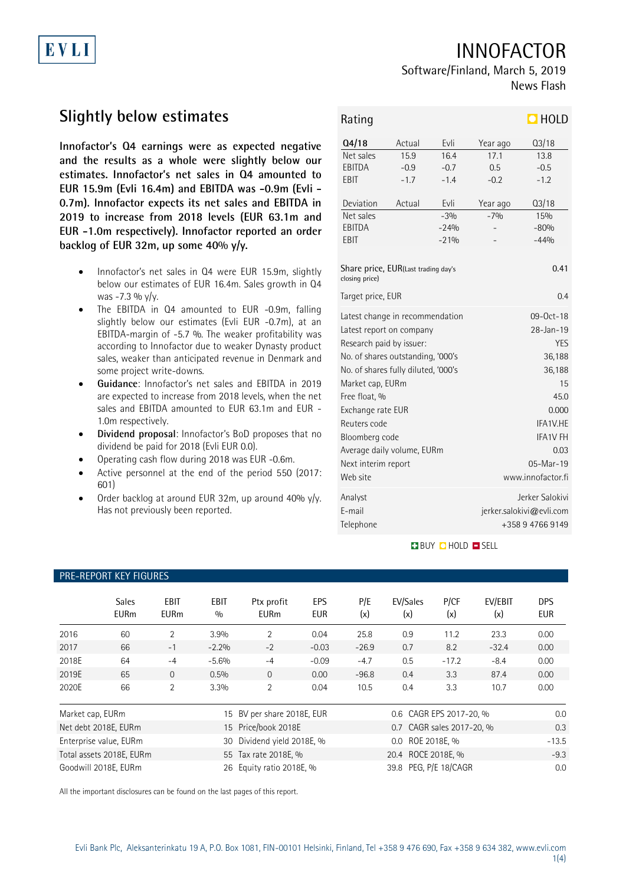EVLI

# INNOFACTOR

Software/Finland, March 5, 2019

News Flash

## Slightly below estimates

**Innofactor's Q4 earnings were as expected negative and the results as a whole were slightly below our estimates. Innofactor's net sales in Q4 amounted to EUR 15.9m (Evli 16.4m) and EBITDA was -0.9m (Evli -0.7m). Innofactor expects its net sales and EBITDA in 2019 to increase from 2018 levels (EUR 63.1m and EUR -1.0m respectively). Innofactor reported an order backlog of EUR 32m, up some 40% y/y.**

- Innofactor's net sales in Q4 were EUR 15.9m, slightly below our estimates of EUR 16.4m. Sales growth in Q4 was -7.3 % y/y.
- The EBITDA in Q4 amounted to EUR -0.9m, falling slightly below our estimates (Evli EUR -0.7m), at an EBITDA-margin of -5.7 %. The weaker profitability was according to Innofactor due to weaker Dynasty product sales, weaker than anticipated revenue in Denmark and some project write-downs.
- **Guidance**: Innofactor's net sales and EBITDA in 2019 are expected to increase from 2018 levels, when the net sales and EBITDA amounted to EUR 63.1m and EUR -1.0m respectively.
- **Dividend proposal**: Innofactor's BoD proposes that no dividend be paid for 2018 (Evli EUR 0.0).
- Operating cash flow during 2018 was EUR -0.6m.
- Active personnel at the end of the period 550 (2017: 601)
- Order backlog at around EUR 32m, up around 40% y/y. Has not previously been reported.

**Rating: HOLD**

| Q4/18 | Actual | Evli | Year ago | Q3/18 |
|---|---|---|---|---|
| Net sales | 15.9 | 16.4 | 17.1 | 13.8 |
| EBITDA | -0.9 | -0.7 | 0.5 | -0.5 |
| EBIT | -1.7 | -1.4 | -0.2 | -1.2 |

| Deviation | Actual | Evli | Year ago | Q3/18 |
|---|---|---|---|---|
| Net sales | | -3% | -7% | 15% |
| EBITDA | | -24% | - | -80% |
| EBIT | | -21% | - | -44% |

| | |
|---|---|
| Share price, EUR (Last trading day's closing price) | 0.41 |
| Target price, EUR | 0.4 |
| Latest change in recommendation | 09-Oct-18 |
| Latest report on company | 28-Jan-19 |
| Research paid by issuer: | YES |
| No. of shares outstanding, '000's | 36,188 |
| No. of shares fully diluted, '000's | 36,188 |
| Market cap, EURm | 15 |
| Free float, % | 45.0 |
| Exchange rate EUR | 0.000 |
| Reuters code | IFA1V.HE |
| Bloomberg code | IFA1V FH |
| Average daily volume, EURm | 0.03 |
| Next interim report | 05-Mar-19 |
| Web site | www.innofactor.fi |
| Analyst | Jerker Salokivi |
| E-mail | jerker.salokivi@evli.com |
| Telephone | +358 9 4766 9149 |

BUY HOLD SELL

### PRE-REPORT KEY FIGURES

| | Sales EURm | EBIT EURm | EBIT % | Ptx profit EURm | EPS EUR | P/E (x) | EV/Sales (x) | P/CF (x) | EV/EBIT (x) | DPS EUR |
|---|---|---|---|---|---|---|---|---|---|---|
| 2016 | 60 | 2 | 3.9% | 2 | 0.04 | 25.8 | 0.9 | 11.2 | 23.3 | 0.00 |
| 2017 | 66 | -1 | -2.2% | -2 | -0.03 | -26.9 | 0.7 | 8.2 | -32.4 | 0.00 |
| 2018E | 64 | -4 | -5.6% | -4 | -0.09 | -4.7 | 0.5 | -17.2 | -8.4 | 0.00 |
| 2019E | 65 | 0 | 0.5% | 0 | 0.00 | -96.8 | 0.4 | 3.3 | 87.4 | 0.00 |
| 2020E | 66 | 2 | 3.3% | 2 | 0.04 | 10.5 | 0.4 | 3.3 | 10.7 | 0.00 |

| | | | | | |
|---|---|---|---|---|---|
| Market cap, EURm | 15 | BV per share 2018E, EUR | 0.6 | CAGR EPS 2017-20, % | 0.0 |
| Net debt 2018E, EURm | 15 | Price/book 2018E | 0.7 | CAGR sales 2017-20, % | 0.3 |
| Enterprise value, EURm | 30 | Dividend yield 2018E, % | 0.0 | ROE 2018E, % | -13.5 |
| Total assets 2018E, EURm | 55 | Tax rate 2018E, % | 20.4 | ROCE 2018E, % | -9.3 |
| Goodwill 2018E, EURm | 26 | Equity ratio 2018E, % | 39.8 | PEG, P/E 18/CAGR | 0.0 |

All the important disclosures can be found on the last pages of this report.

Evli Bank Plc, Aleksanterinkatu 19 A, P.O. Box 1081, FIN-00101 Helsinki, Finland, Tel +358 9 476 690, Fax +358 9 634 382, www.evli.com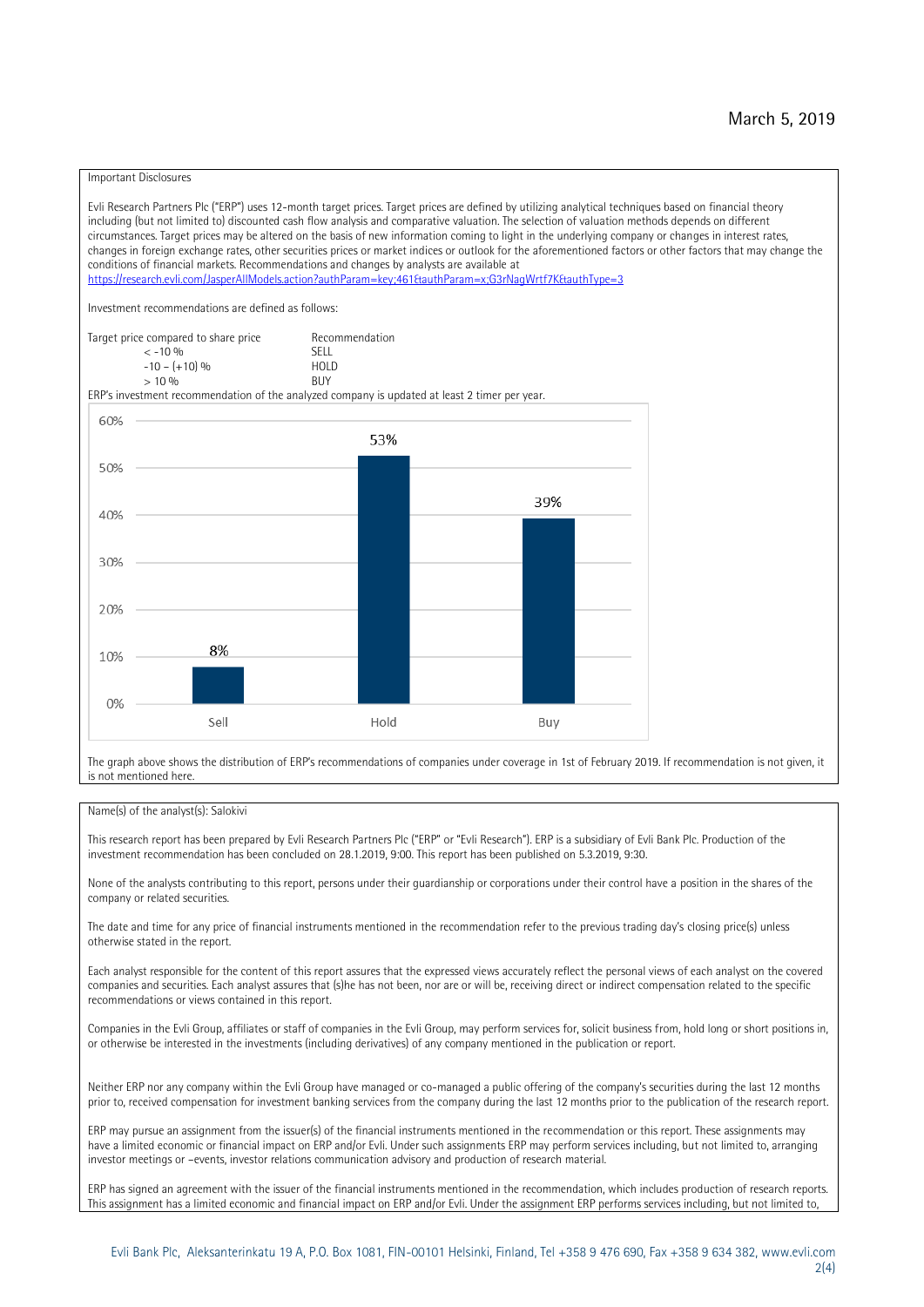March 5, 2019

Important Disclosures

Evli Research Partners Plc ("ERP") uses 12-month target prices. Target prices are defined by utilizing analytical techniques based on financial theory including (but not limited to) discounted cash flow analysis and comparative valuation. The selection of valuation methods depends on different circumstances. Target prices may be altered on the basis of new information coming to light in the underlying company or changes in interest rates, changes in foreign exchange rates, other securities prices or market indices or outlook for the aforementioned factors or other factors that may change the conditions of financial markets. Recommendations and changes by analysts are available at https://research.evli.com/JasperAllModels.action?authParam=key;461&authParam=x;G3rNagWrtf7K&authType=3

Investment recommendations are defined as follows:

| Target price compared to share price | Recommendation |
|---|---|
| < -10 % | SELL |
| -10 – (+10) % | HOLD |
| > 10 % | BUY |

ERP's investment recommendation of the analyzed company is updated at least 2 timer per year.

| | Sell | Hold | Buy |
|---|---|---|---|
| Share of recommendations | 8% | 53% | 39% |

The graph above shows the distribution of ERP's recommendations of companies under coverage in 1st of February 2019. If recommendation is not given, it is not mentioned here.

Name(s) of the analyst(s): Salokivi

This research report has been prepared by Evli Research Partners Plc ("ERP" or "Evli Research"). ERP is a subsidiary of Evli Bank Plc. Production of the investment recommendation has been concluded on 28.1.2019, 9:00. This report has been published on 5.3.2019, 9:30.

None of the analysts contributing to this report, persons under their guardianship or corporations under their control have a position in the shares of the company or related securities.

The date and time for any price of financial instruments mentioned in the recommendation refer to the previous trading day's closing price(s) unless otherwise stated in the report.

Each analyst responsible for the content of this report assures that the expressed views accurately reflect the personal views of each analyst on the covered companies and securities. Each analyst assures that (s)he has not been, nor are or will be, receiving direct or indirect compensation related to the specific recommendations or views contained in this report.

Companies in the Evli Group, affiliates or staff of companies in the Evli Group, may perform services for, solicit business from, hold long or short positions in, or otherwise be interested in the investments (including derivatives) of any company mentioned in the publication or report.

Neither ERP nor any company within the Evli Group have managed or co-managed a public offering of the company's securities during the last 12 months prior to, received compensation for investment banking services from the company during the last 12 months prior to the publication of the research report.

ERP may pursue an assignment from the issuer(s) of the financial instruments mentioned in the recommendation or this report. These assignments may have a limited economic or financial impact on ERP and/or Evli. Under such assignments ERP may perform services including, but not limited to, arranging investor meetings or –events, investor relations communication advisory and production of research material.

ERP has signed an agreement with the issuer of the financial instruments mentioned in the recommendation, which includes production of research reports. This assignment has a limited economic and financial impact on ERP and/or Evli. Under the assignment ERP performs services including, but not limited to,

Evli Bank Plc, Aleksanterinkatu 19 A, P.O. Box 1081, FIN-00101 Helsinki, Finland, Tel +358 9 476 690, Fax +358 9 634 382, www.evli.com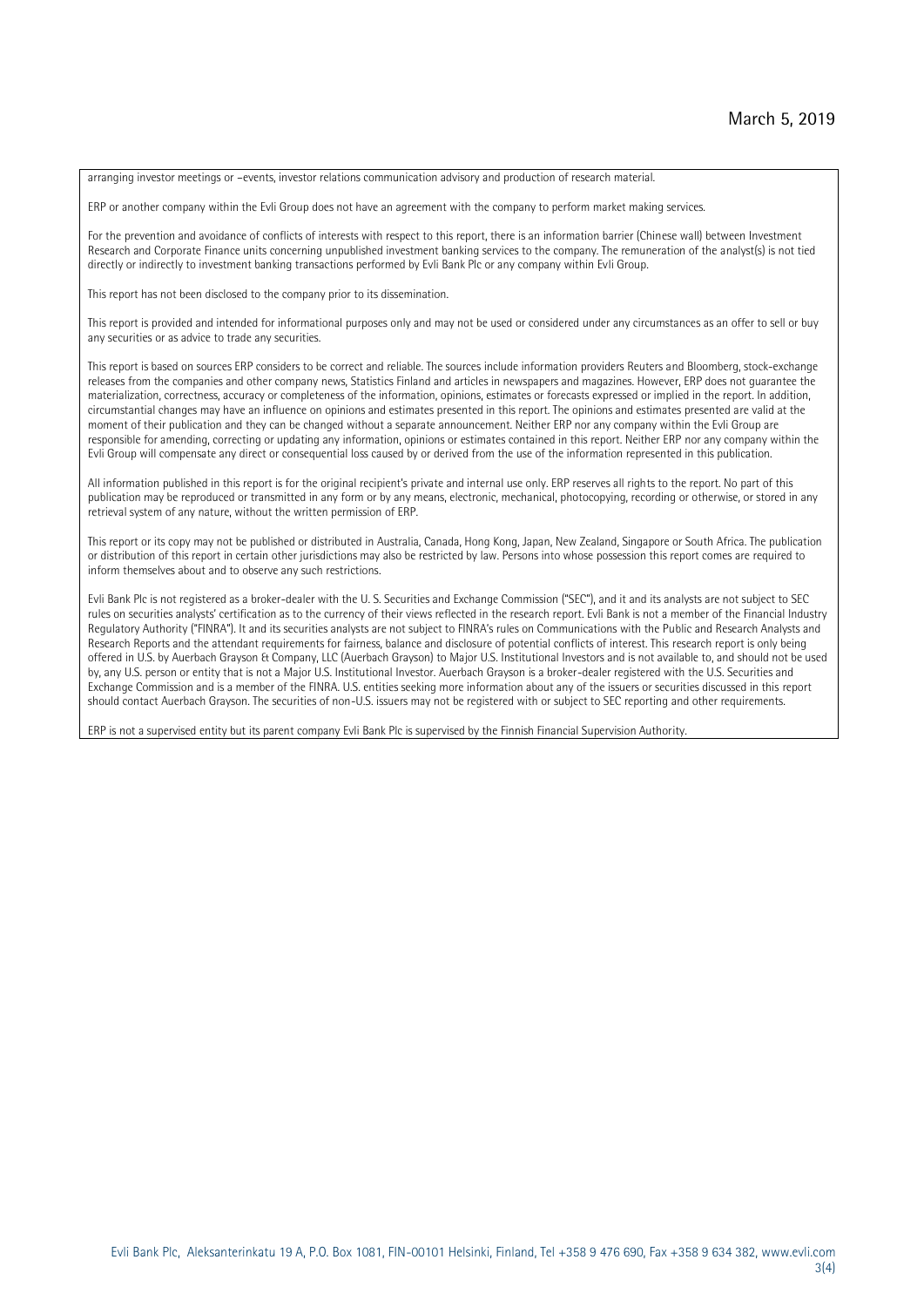arranging investor meetings or –events, investor relations communication advisory and production of research material.

ERP or another company within the Evli Group does not have an agreement with the company to perform market making services.

For the prevention and avoidance of conflicts of interests with respect to this report, there is an information barrier (Chinese wall) between Investment Research and Corporate Finance units concerning unpublished investment banking services to the company. The remuneration of the analyst(s) is not tied directly or indirectly to investment banking transactions performed by Evli Bank Plc or any company within Evli Group.

This report has not been disclosed to the company prior to its dissemination.

This report is provided and intended for informational purposes only and may not be used or considered under any circumstances as an offer to sell or buy any securities or as advice to trade any securities.

This report is based on sources ERP considers to be correct and reliable. The sources include information providers Reuters and Bloomberg, stock-exchange releases from the companies and other company news, Statistics Finland and articles in newspapers and magazines. However, ERP does not guarantee the materialization, correctness, accuracy or completeness of the information, opinions, estimates or forecasts expressed or implied in the report. In addition, circumstantial changes may have an influence on opinions and estimates presented in this report. The opinions and estimates presented are valid at the moment of their publication and they can be changed without a separate announcement. Neither ERP nor any company within the Evli Group are responsible for amending, correcting or updating any information, opinions or estimates contained in this report. Neither ERP nor any company within the Evli Group will compensate any direct or consequential loss caused by or derived from the use of the information represented in this publication.

All information published in this report is for the original recipient's private and internal use only. ERP reserves all rights to the report. No part of this publication may be reproduced or transmitted in any form or by any means, electronic, mechanical, photocopying, recording or otherwise, or stored in any retrieval system of any nature, without the written permission of ERP.

This report or its copy may not be published or distributed in Australia, Canada, Hong Kong, Japan, New Zealand, Singapore or South Africa. The publication or distribution of this report in certain other jurisdictions may also be restricted by law. Persons into whose possession this report comes are required to inform themselves about and to observe any such restrictions.

Evli Bank Plc is not registered as a broker-dealer with the U. S. Securities and Exchange Commission ("SEC"), and it and its analysts are not subject to SEC rules on securities analysts' certification as to the currency of their views reflected in the research report. Evli Bank is not a member of the Financial Industry Regulatory Authority ("FINRA"). It and its securities analysts are not subject to FINRA's rules on Communications with the Public and Research Analysts and Research Reports and the attendant requirements for fairness, balance and disclosure of potential conflicts of interest. This research report is only being offered in U.S. by Auerbach Grayson & Company, LLC (Auerbach Grayson) to Major U.S. Institutional Investors and is not available to, and should not be used by, any U.S. person or entity that is not a Major U.S. Institutional Investor. Auerbach Grayson is a broker-dealer registered with the U.S. Securities and Exchange Commission and is a member of the FINRA. U.S. entities seeking more information about any of the issuers or securities discussed in this report should contact Auerbach Grayson. The securities of non-U.S. issuers may not be registered with or subject to SEC reporting and other requirements.

ERP is not a supervised entity but its parent company Evli Bank Plc is supervised by the Finnish Financial Supervision Authority.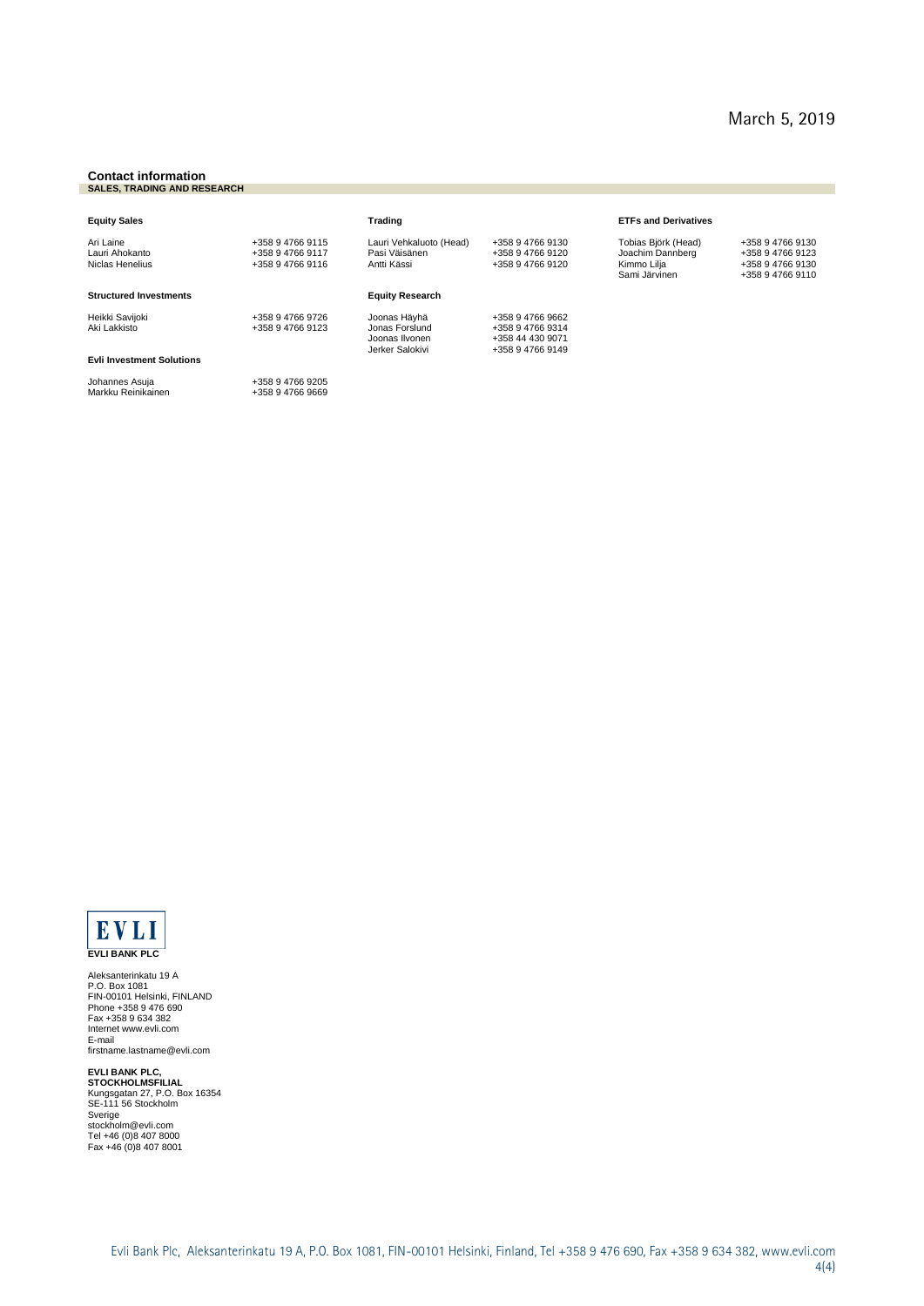March 5, 2019

## Contact information

**SALES, TRADING AND RESEARCH**

**Equity Sales**

| | |
|---|---|
| Ari Laine | +358 9 4766 9115 |
| Lauri Ahokanto | +358 9 4766 9117 |
| Niclas Henelius | +358 9 4766 9116 |

**Structured Investments**

| | |
|---|---|
| Heikki Savijoki | +358 9 4766 9726 |
| Aki Lakkisto | +358 9 4766 9123 |

**Evli Investment Solutions**

| | |
|---|---|
| Johannes Asuja | +358 9 4766 9205 |
| Markku Reinikainen | +358 9 4766 9669 |

**Trading**

| | |
|---|---|
| Lauri Vehkaluoto (Head) | +358 9 4766 9130 |
| Pasi Väisänen | +358 9 4766 9120 |
| Antti Kässi | +358 9 4766 9120 |

**Equity Research**

| | |
|---|---|
| Joonas Häyhä | +358 9 4766 9662 |
| Jonas Forslund | +358 9 4766 9314 |
| Joonas Ilvonen | +358 44 430 9071 |
| Jerker Salokivi | +358 9 4766 9149 |

**ETFs and Derivatives**

| | |
|---|---|
| Tobias Björk (Head) | +358 9 4766 9130 |
| Joachim Dannberg | +358 9 4766 9123 |
| Kimmo Lilja | +358 9 4766 9130 |
| Sami Järvinen | +358 9 4766 9110 |

EVLI

**EVLI BANK PLC**

Aleksanterinkatu 19 A
P.O. Box 1081
FIN-00101 Helsinki, FINLAND
Phone +358 9 476 690
Fax +358 9 634 382
Internet www.evli.com
E-mail
firstname.lastname@evli.com

**EVLI BANK PLC, STOCKHOLMSFILIAL**
Kungsgatan 27, P.O. Box 16354
SE-111 56 Stockholm
Sverige
stockholm@evli.com
Tel +46 (0)8 407 8000
Fax +46 (0)8 407 8001